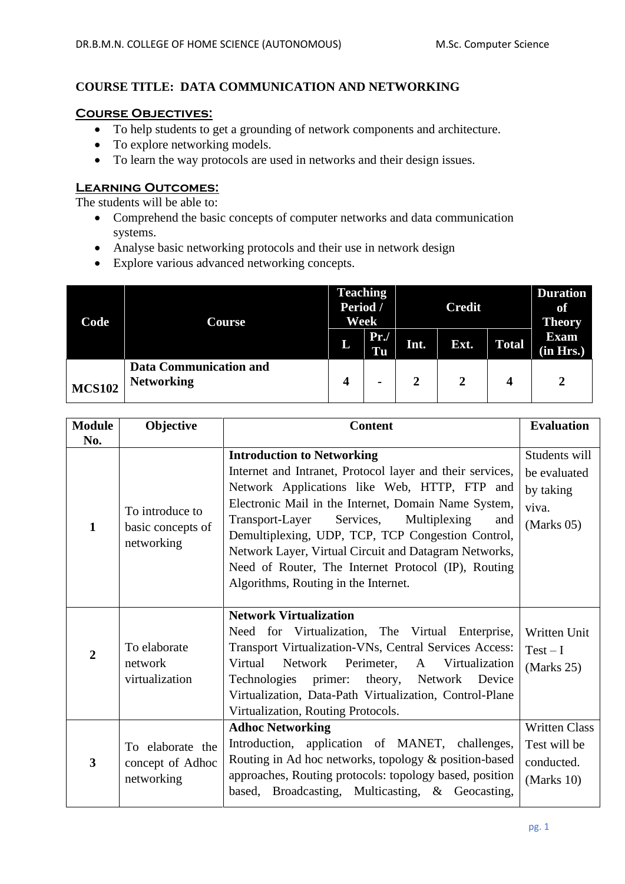**COURSE TITLE: DATA COMMUNICATION AND NETWORKING**

## Course Objectives:

- To help students to get a grounding of network components and architecture.
- To explore networking models.
- To learn the way protocols are used in networks and their design issues.

## Learning Outcomes:

The students will be able to:

- Comprehend the basic concepts of computer networks and data communication systems.
- Analyse basic networking protocols and their use in network design
- Explore various advanced networking concepts.

| Code | Course | Teaching Period / Week | | Credit | | | Duration of Theory Exam (in Hrs.) |
|---|---|---|---|---|---|---|---|
| | | L | Pr./ Tu | Int. | Ext. | Total | |
| MCS102 | **Data Communication and Networking** | 4 | - | 2 | 2 | 4 | 2 |

| Module No. | Objective | Content | Evaluation |
|---|---|---|---|
| 1 | To introduce to basic concepts of networking | **Introduction to Networking**<br>Internet and Intranet, Protocol layer and their services, Network Applications like Web, HTTP, FTP and Electronic Mail in the Internet, Domain Name System, Transport-Layer Services, Multiplexing and Demultiplexing, UDP, TCP, TCP Congestion Control, Network Layer, Virtual Circuit and Datagram Networks, Need of Router, The Internet Protocol (IP), Routing Algorithms, Routing in the Internet. | Students will be evaluated by taking viva. (Marks 05) |
| 2 | To elaborate network virtualization | **Network Virtualization**<br>Need for Virtualization, The Virtual Enterprise, Transport Virtualization-VNs, Central Services Access: Virtual Network Perimeter, A Virtualization Technologies primer: theory, Network Device Virtualization, Data-Path Virtualization, Control-Plane Virtualization, Routing Protocols. | Written Unit Test – I (Marks 25) |
| 3 | To elaborate the concept of Adhoc networking | **Adhoc Networking**<br>Introduction, application of MANET, challenges, Routing in Ad hoc networks, topology & position-based approaches, Routing protocols: topology based, position based, Broadcasting, Multicasting, & Geocasting, | Written Class Test will be conducted. (Marks 10) |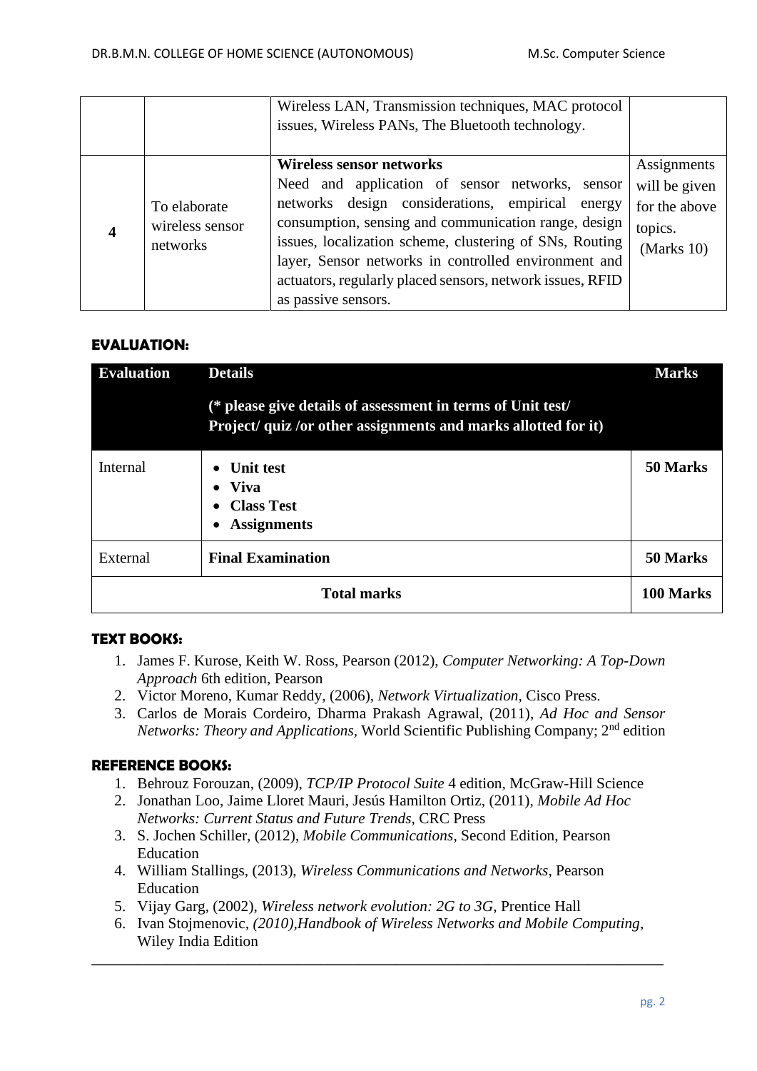| | | | |
|---|---|---|---|
| | | Wireless LAN, Transmission techniques, MAC protocol issues, Wireless PANs, The Bluetooth technology. | |
| **4** | To elaborate wireless sensor networks | **Wireless sensor networks**<br>Need and application of sensor networks, sensor networks design considerations, empirical energy consumption, sensing and communication range, design issues, localization scheme, clustering of SNs, Routing layer, Sensor networks in controlled environment and actuators, regularly placed sensors, network issues, RFID as passive sensors. | Assignments will be given for the above topics. (Marks 10) |

## EVALUATION:

| Evaluation | Details<br>(* please give details of assessment in terms of Unit test/ Project/ quiz /or other assignments and marks allotted for it) | Marks |
|---|---|---|
| Internal | • **Unit test**<br>• **Viva**<br>• **Class Test**<br>• **Assignments** | **50 Marks** |
| External | **Final Examination** | **50 Marks** |
| **Total marks** | | **100 Marks** |

## TEXT BOOKS:

1. James F. Kurose, Keith W. Ross, Pearson (2012), *Computer Networking: A Top-Down Approach* 6th edition, Pearson
2. Victor Moreno, Kumar Reddy, (2006), *Network Virtualization*, Cisco Press.
3. Carlos de Morais Cordeiro, Dharma Prakash Agrawal, (2011), *Ad Hoc and Sensor Networks: Theory and Applications*, World Scientific Publishing Company; 2nd edition

## REFERENCE BOOKS:

1. Behrouz Forouzan, (2009), *TCP/IP Protocol Suite* 4 edition, McGraw-Hill Science
2. Jonathan Loo, Jaime Lloret Mauri, Jesús Hamilton Ortiz, (2011), *Mobile Ad Hoc Networks: Current Status and Future Trends*, CRC Press
3. S. Jochen Schiller, (2012), *Mobile Communications*, Second Edition, Pearson Education
4. William Stallings, (2013), *Wireless Communications and Networks*, Pearson Education
5. Vijay Garg, (2002), *Wireless network evolution: 2G to 3G*, Prentice Hall
6. Ivan Stojmenovic, *(2010),Handbook of Wireless Networks and Mobile Computing*, Wiley India Edition